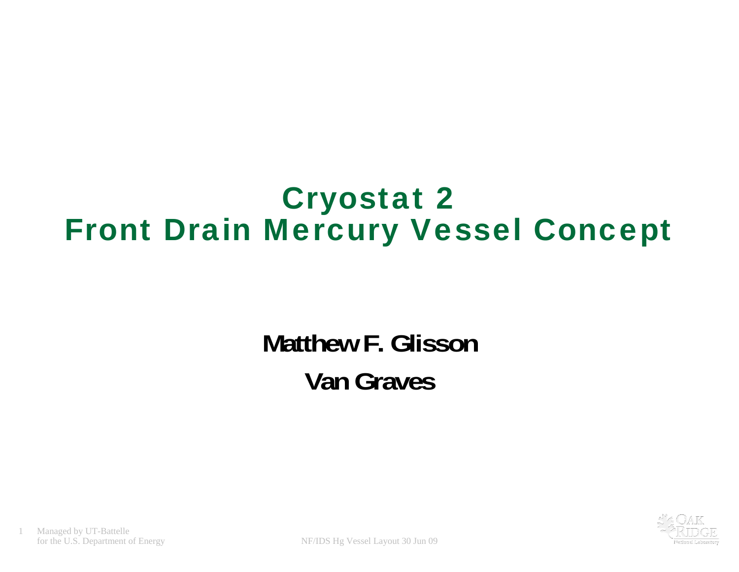# Cryostat 2
# Front Drain Mercury Vessel Concept

**Matthew F. Glisson**

**Van Graves**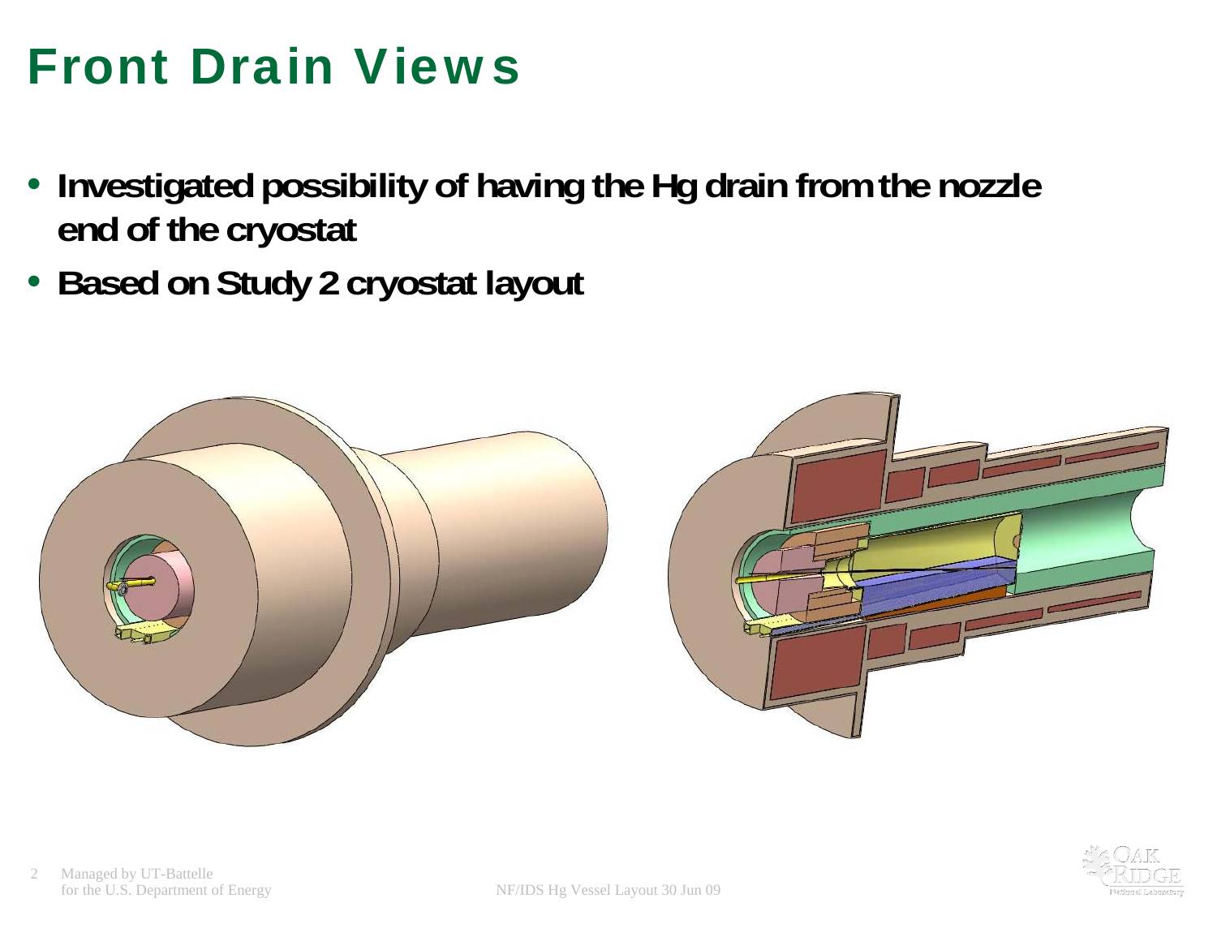# Front Drain Views

- **Investigated possibility of having the Hg drain from the nozzle end of the cryostat**
- **Based on Study 2 cryostat layout**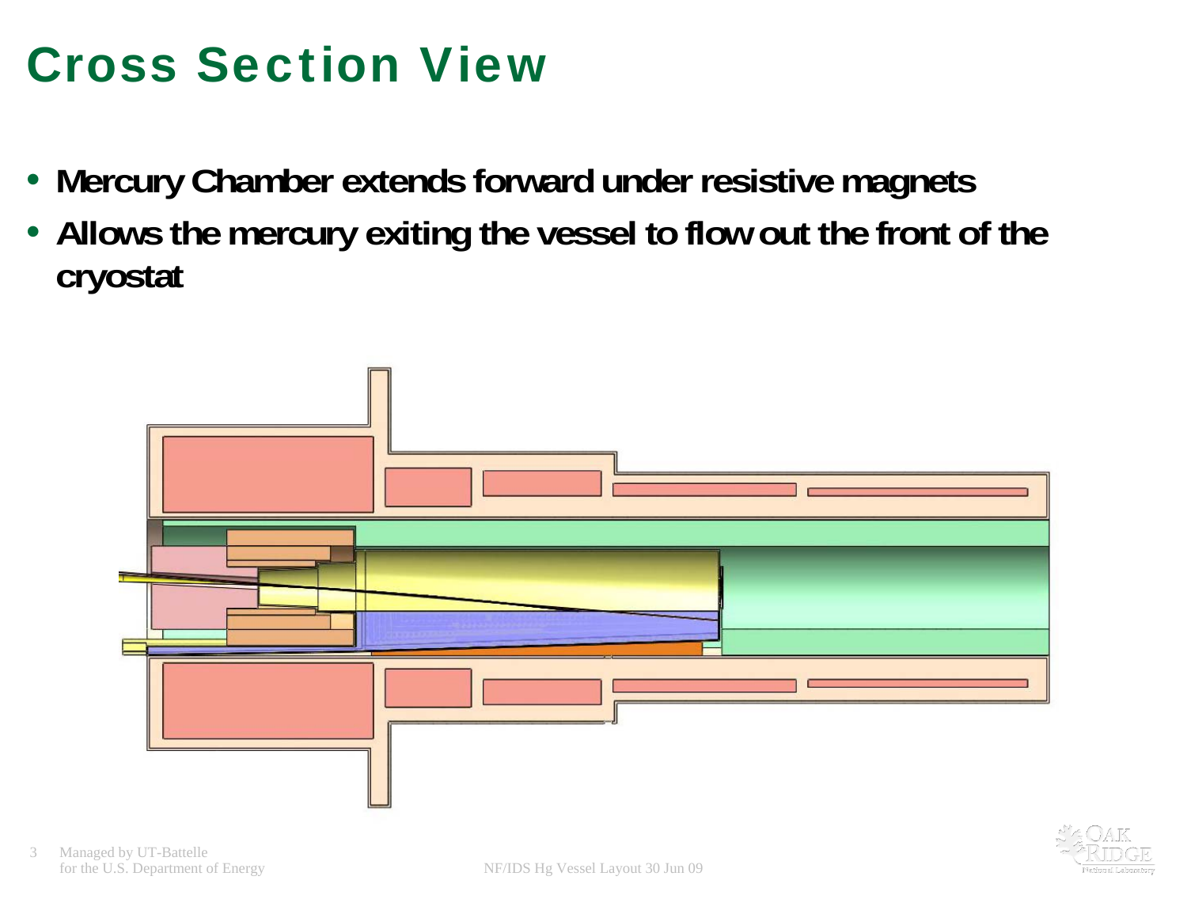# Cross Section View

- **Mercury Chamber extends forward under resistive magnets**
- **Allows the mercury exiting the vessel to flow out the front of the cryostat**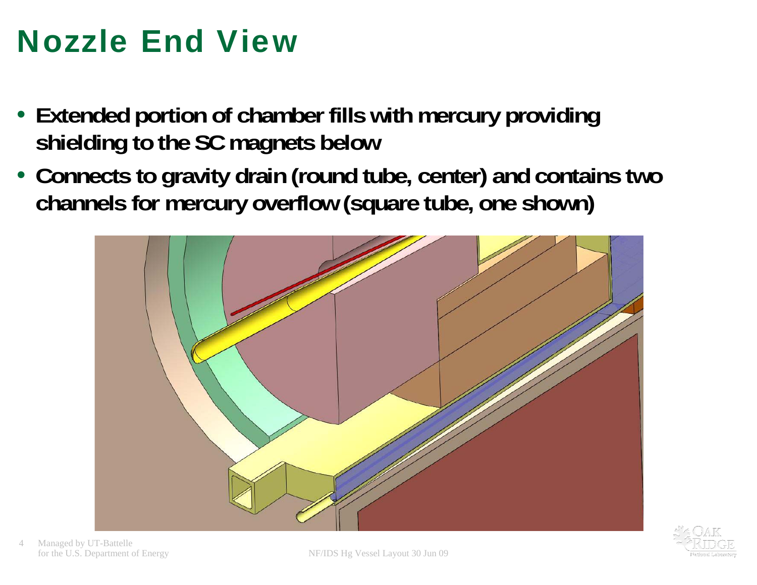# Nozzle End View

- **Extended portion of chamber fills with mercury providing shielding to the SC magnets below**
- **Connects to gravity drain (round tube, center) and contains two channels for mercury overflow (square tube, one shown)**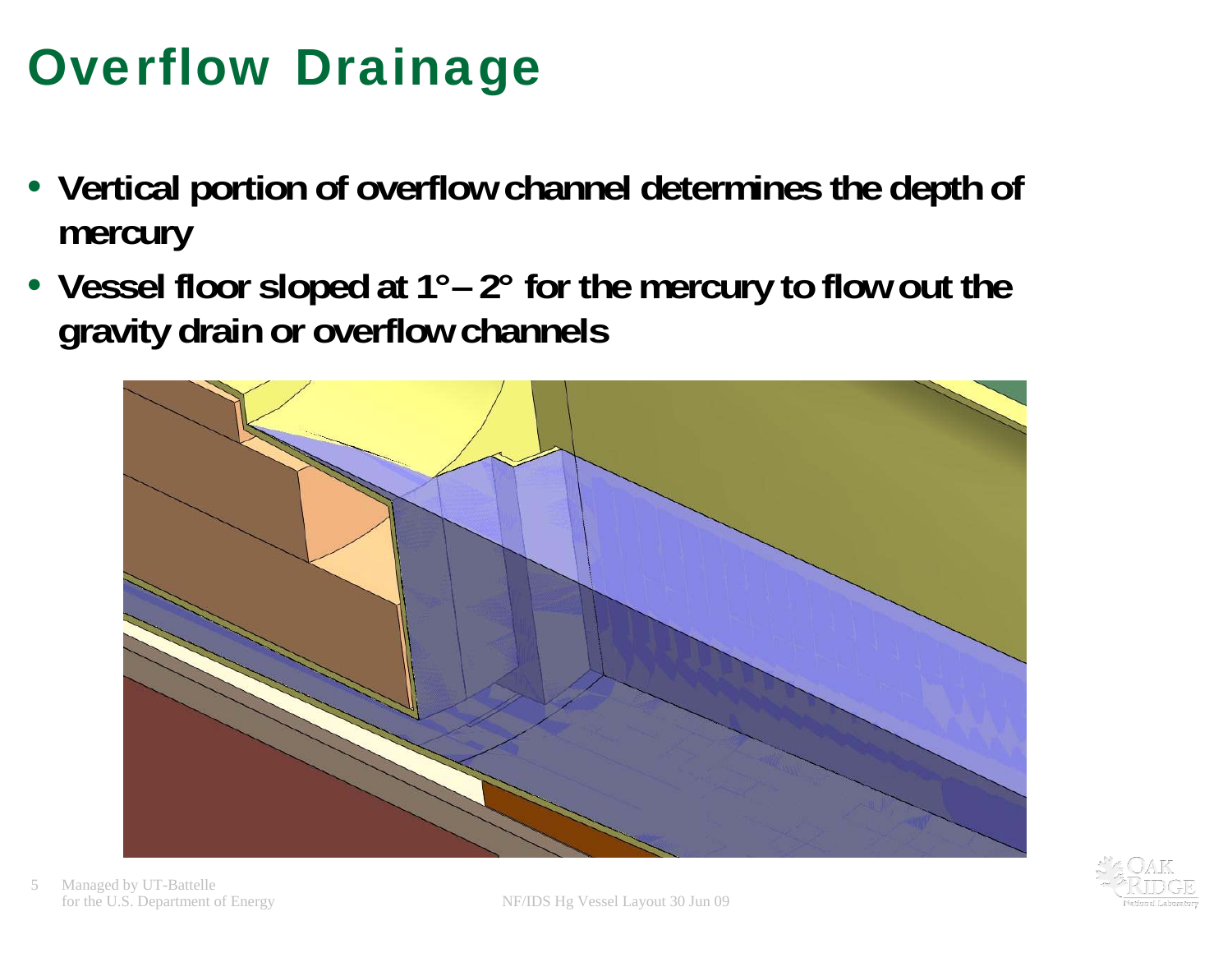# Overflow Drainage

- Vertical portion of overflow channel determines the depth of mercury
- Vessel floor sloped at 1° – 2° for the mercury to flow out the gravity drain or overflow channels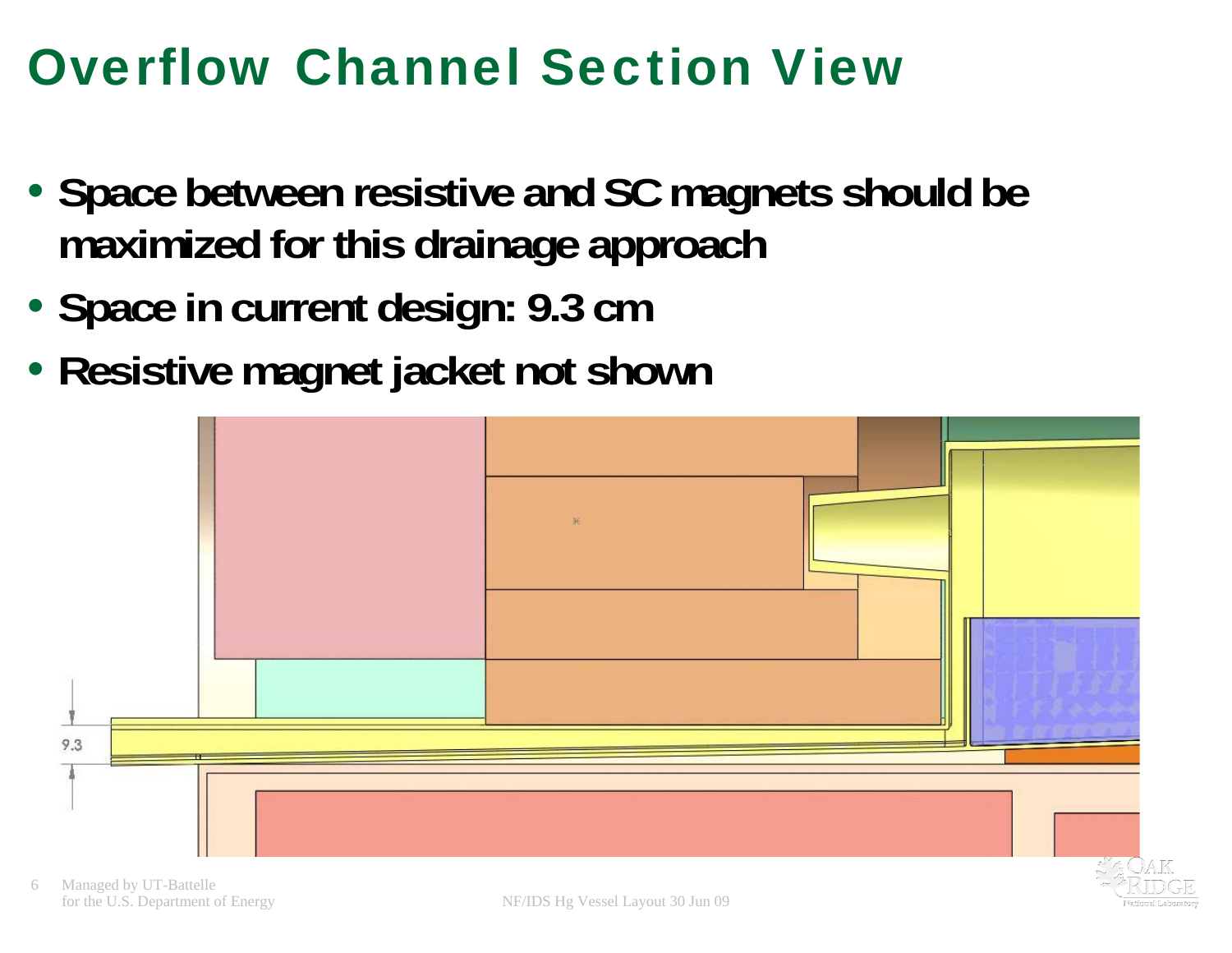# Overflow Channel Section View

- **Space between resistive and SC magnets should be maximized for this drainage approach**
- **Space in current design: 9.3 cm**
- **Resistive magnet jacket not shown**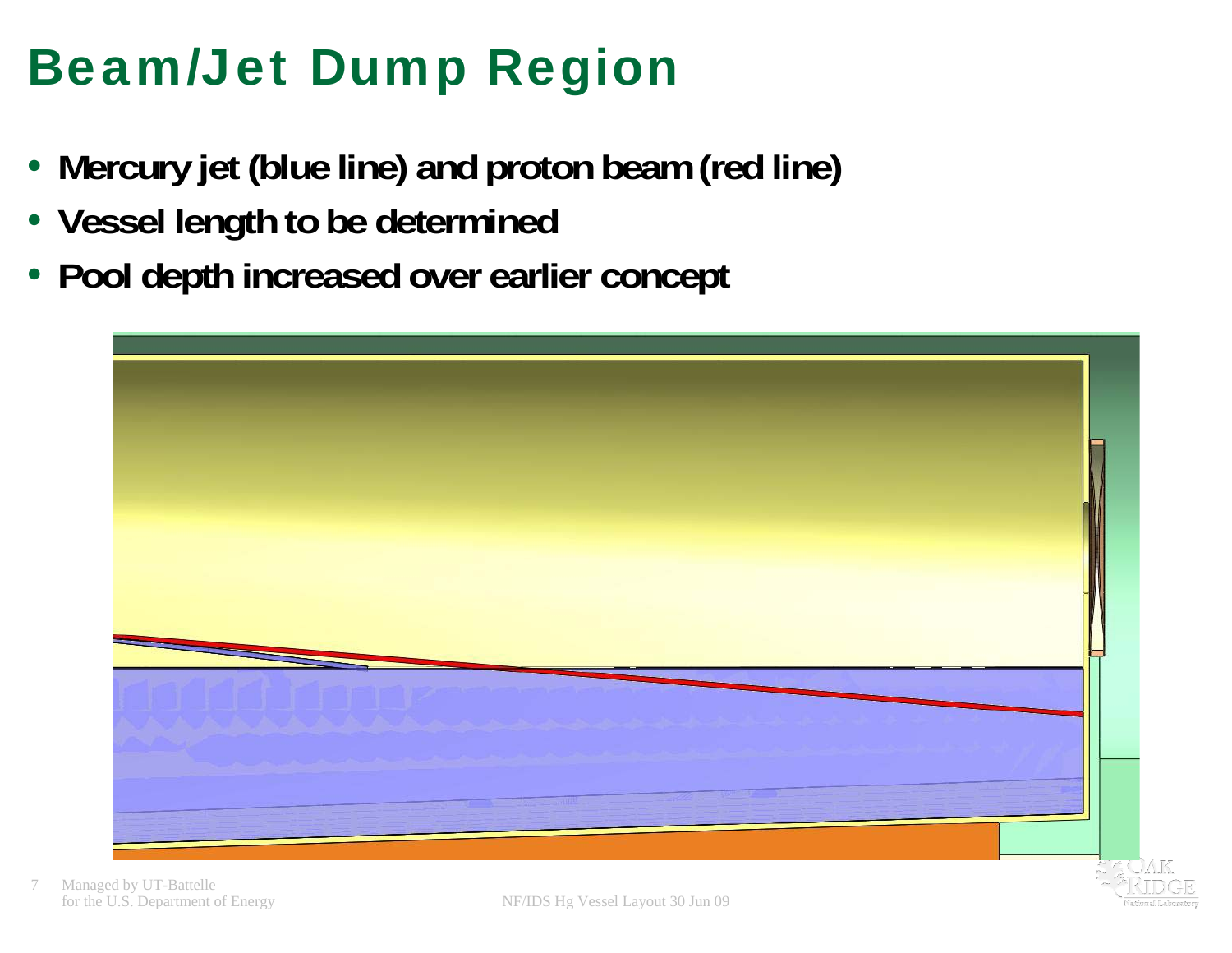# Beam/Jet Dump Region

- **Mercury jet (blue line) and proton beam (red line)**
- **Vessel length to be determined**
- **Pool depth increased over earlier concept**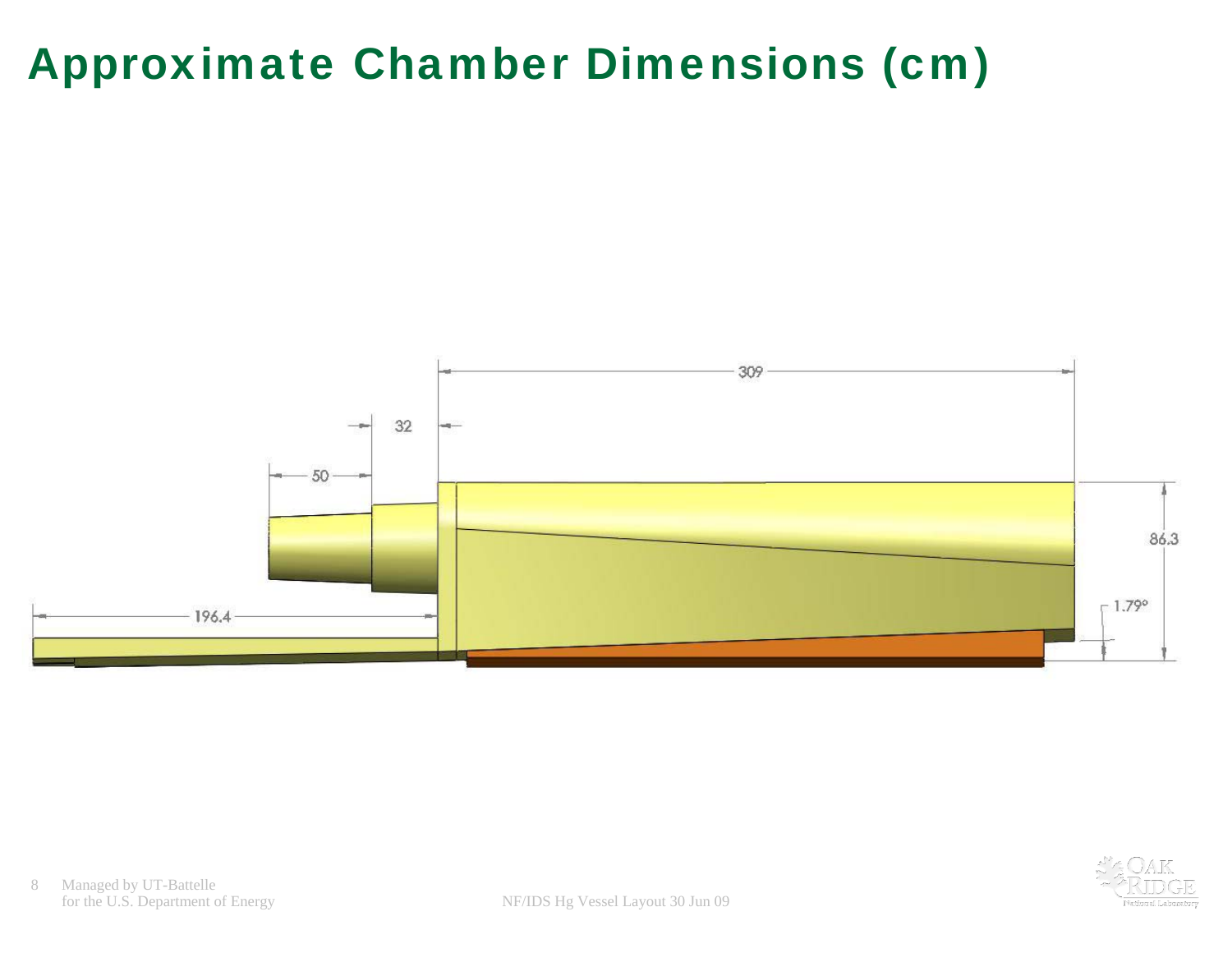# Approximate Chamber Dimensions (cm)

309

32

50

86.3

196.4

1.79°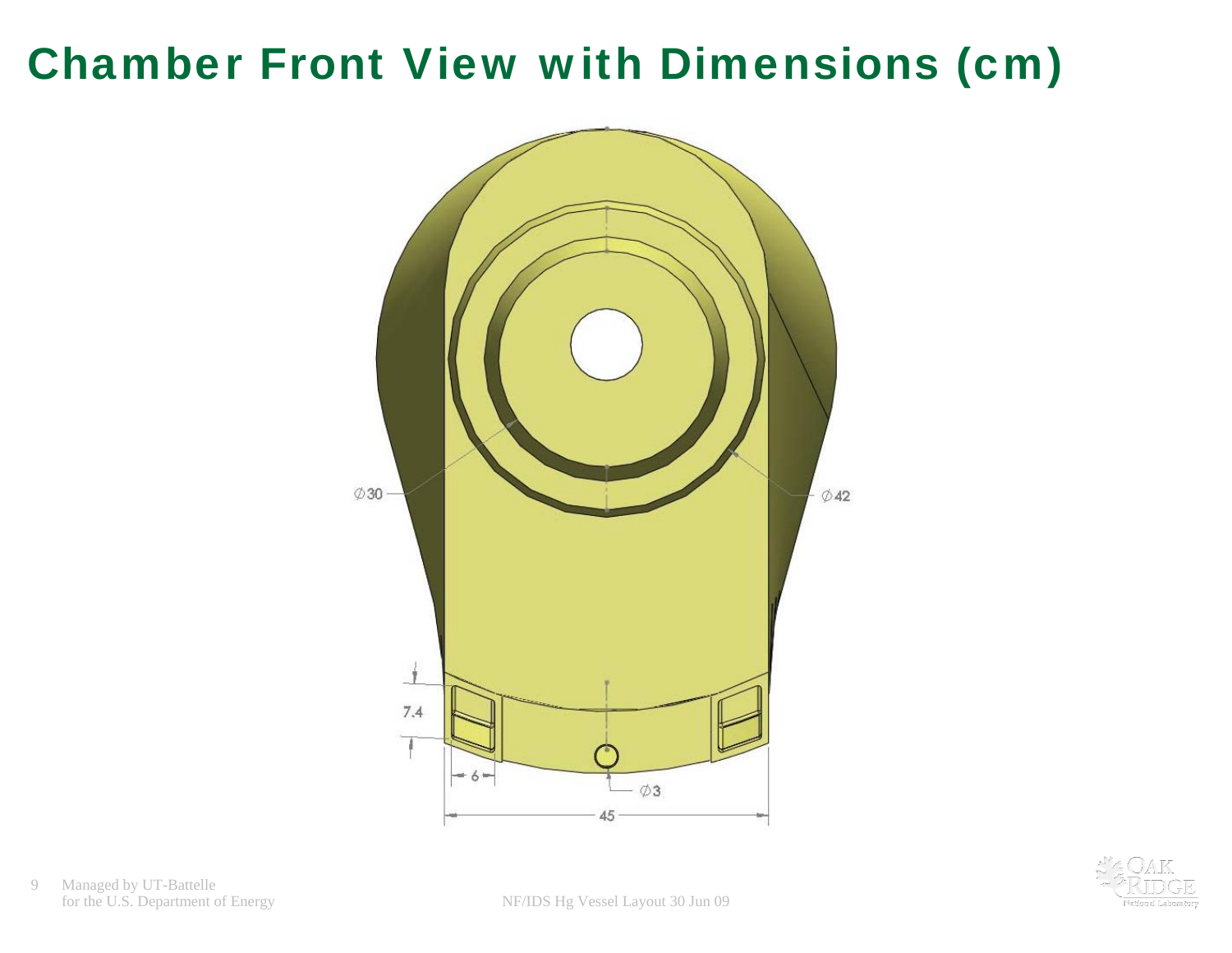# Chamber Front View with Dimensions (cm)

∅30

∅42

7.4

6

∅3

45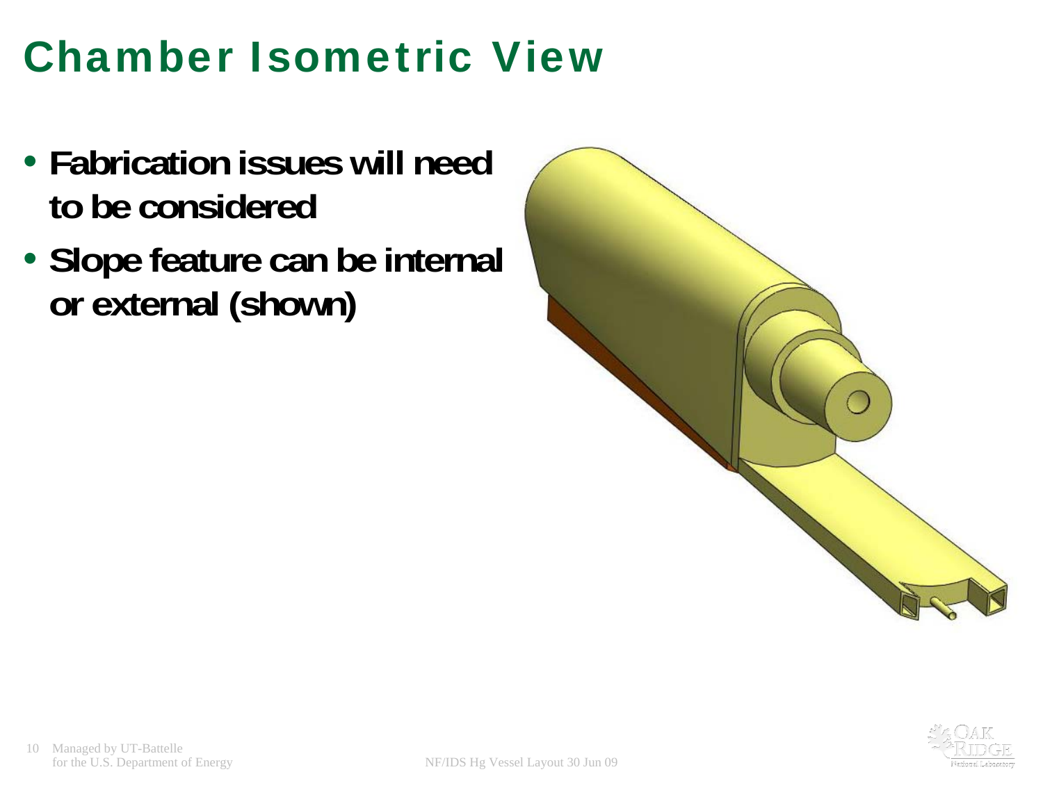# Chamber Isometric View

- **Fabrication issues will need to be considered**
- **Slope feature can be internal or external (shown)**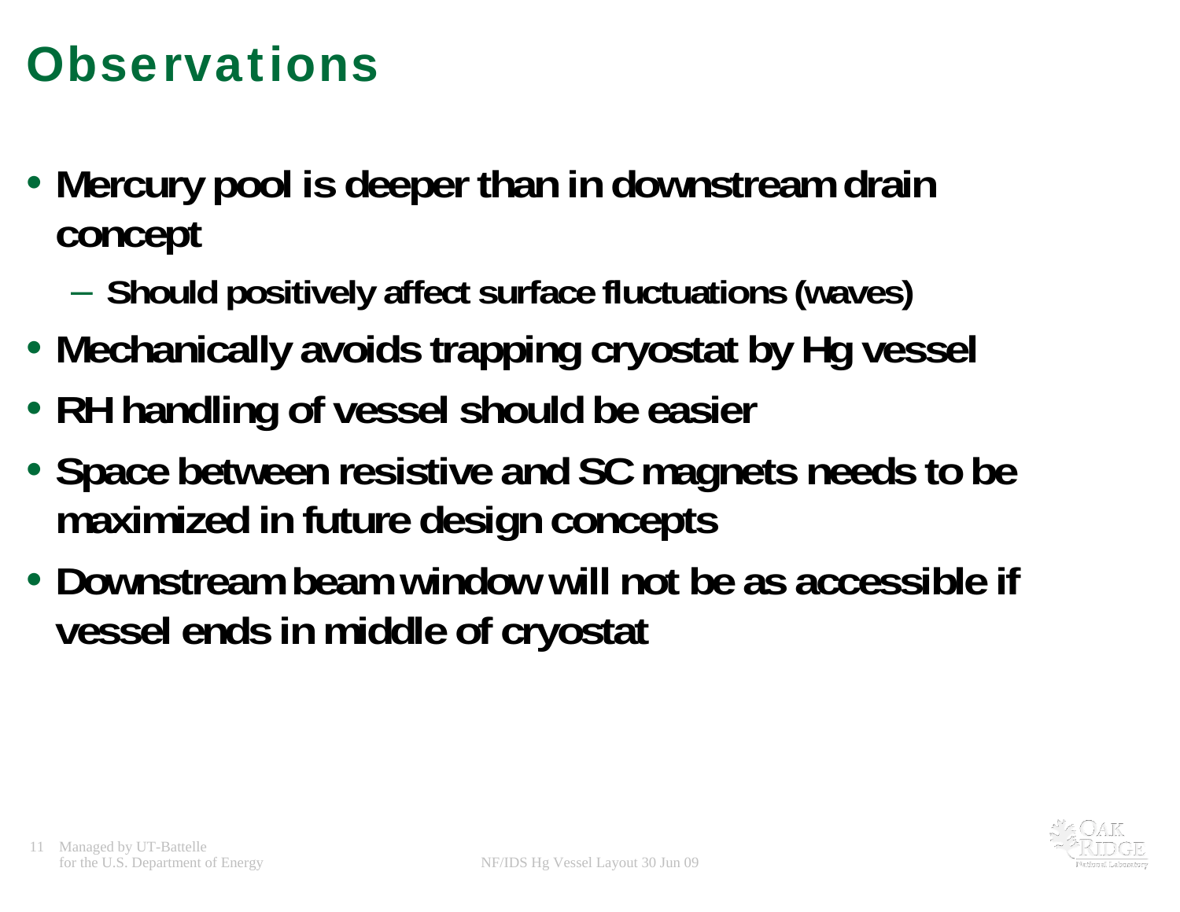# Observations

- Mercury pool is deeper than in downstream drain concept
  - Should positively affect surface fluctuations (waves)
- Mechanically avoids trapping cryostat by Hg vessel
- RH handling of vessel should be easier
- Space between resistive and SC magnets needs to be maximized in future design concepts
- Downstream beam window will not be as accessible if vessel ends in middle of cryostat